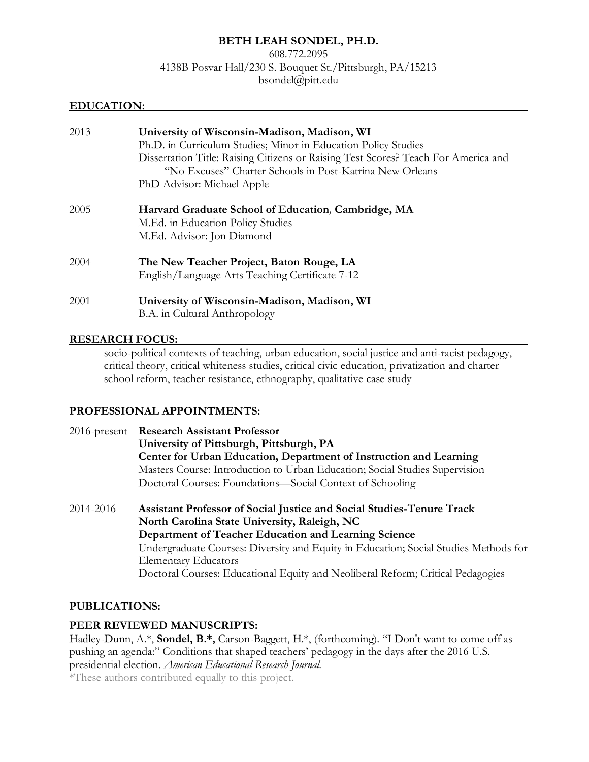# BETH LEAH SONDEL, PH.D.

608.772.2095
4138B Posvar Hall/230 S. Bouquet St./Pittsburgh, PA/15213
bsondel@pitt.edu

## EDUCATION:

2013 **University of Wisconsin-Madison, Madison, WI**
Ph.D. in Curriculum Studies; Minor in Education Policy Studies
Dissertation Title: Raising Citizens or Raising Test Scores? Teach For America and "No Excuses" Charter Schools in Post-Katrina New Orleans
PhD Advisor: Michael Apple

2005 **Harvard Graduate School of Education, Cambridge, MA**
M.Ed. in Education Policy Studies
M.Ed. Advisor: Jon Diamond

2004 **The New Teacher Project, Baton Rouge, LA**
English/Language Arts Teaching Certificate 7-12

2001 **University of Wisconsin-Madison, Madison, WI**
B.A. in Cultural Anthropology

## RESEARCH FOCUS:

socio-political contexts of teaching, urban education, social justice and anti-racist pedagogy, critical theory, critical whiteness studies, critical civic education, privatization and charter school reform, teacher resistance, ethnography, qualitative case study

## PROFESSIONAL APPOINTMENTS:

2016-present **Research Assistant Professor**
**University of Pittsburgh, Pittsburgh, PA**
**Center for Urban Education, Department of Instruction and Learning**
Masters Course: Introduction to Urban Education; Social Studies Supervision
Doctoral Courses: Foundations—Social Context of Schooling

2014-2016 **Assistant Professor of Social Justice and Social Studies-Tenure Track**
**North Carolina State University, Raleigh, NC**
**Department of Teacher Education and Learning Science**
Undergraduate Courses: Diversity and Equity in Education; Social Studies Methods for Elementary Educators
Doctoral Courses: Educational Equity and Neoliberal Reform; Critical Pedagogies

## PUBLICATIONS:

### PEER REVIEWED MANUSCRIPTS:

Hadley-Dunn, A.*, **Sondel, B.*,** Carson-Baggett, H.*, (forthcoming). "I Don't want to come off as pushing an agenda:" Conditions that shaped teachers' pedagogy in the days after the 2016 U.S. presidential election. *American Educational Research Journal.*
*These authors contributed equally to this project.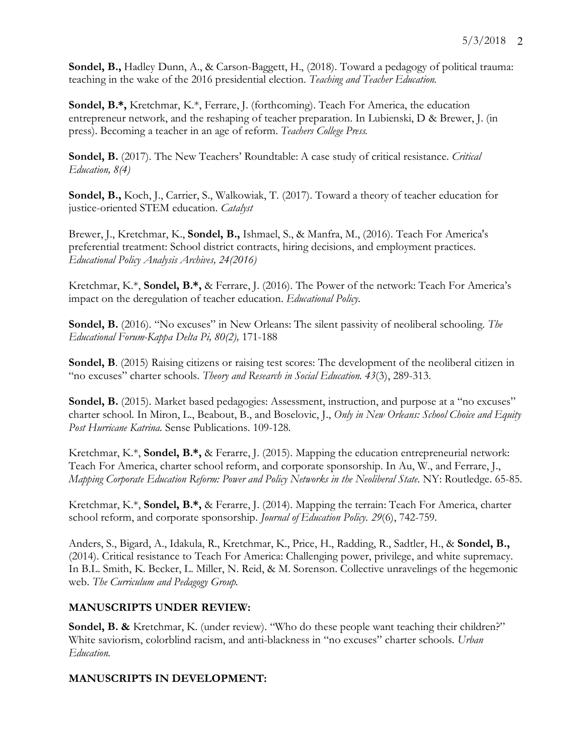**Sondel, B.,** Hadley Dunn, A., & Carson-Baggett, H., (2018). Toward a pedagogy of political trauma: teaching in the wake of the 2016 presidential election. *Teaching and Teacher Education.*

**Sondel, B.*,** Kretchmar, K.*, Ferrare, J. (forthcoming). Teach For America, the education entrepreneur network, and the reshaping of teacher preparation. In Lubienski, D & Brewer, J. (in press). Becoming a teacher in an age of reform. *Teachers College Press.*

**Sondel, B.** (2017). The New Teachers' Roundtable: A case study of critical resistance. *Critical Education, 8(4)*

**Sondel, B.,** Koch, J., Carrier, S., Walkowiak, T. (2017). Toward a theory of teacher education for justice-oriented STEM education. *Catalyst*

Brewer, J., Kretchmar, K., **Sondel, B.,** Ishmael, S., & Manfra, M., (2016). Teach For America's preferential treatment: School district contracts, hiring decisions, and employment practices. *Educational Policy Analysis Archives, 24(2016)*

Kretchmar, K.*, **Sondel, B.*,** & Ferrare, J. (2016). The Power of the network: Teach For America's impact on the deregulation of teacher education. *Educational Policy.*

**Sondel, B.** (2016). "No excuses" in New Orleans: The silent passivity of neoliberal schooling. *The Educational Forum-Kappa Delta Pi, 80(2),* 171-188

**Sondel, B**. (2015) Raising citizens or raising test scores: The development of the neoliberal citizen in "no excuses" charter schools. *Theory and Research in Social Education. 43*(3), 289-313.

**Sondel, B.** (2015). Market based pedagogies: Assessment, instruction, and purpose at a "no excuses" charter school. In Miron, L., Beabout, B., and Boselovic, J., *Only in New Orleans: School Choice and Equity Post Hurricane Katrina.* Sense Publications. 109-128.

Kretchmar, K.*, **Sondel, B.*,** & Ferarre, J. (2015). Mapping the education entrepreneurial network: Teach For America, charter school reform, and corporate sponsorship. In Au, W., and Ferrare, J., *Mapping Corporate Education Reform: Power and Policy Networks in the Neoliberal State.* NY: Routledge. 65-85.

Kretchmar, K.*, **Sondel, B.*,** & Ferarre, J. (2014). Mapping the terrain: Teach For America, charter school reform, and corporate sponsorship. *Journal of Education Policy. 29*(6), 742-759.

Anders, S., Bigard, A., Idakula, R., Kretchmar, K., Price, H., Radding, R., Sadtler, H., & **Sondel, B.,** (2014). Critical resistance to Teach For America: Challenging power, privilege, and white supremacy. In B.L. Smith, K. Becker, L. Miller, N. Reid, & M. Sorenson. Collective unravelings of the hegemonic web. *The Curriculum and Pedagogy Group.*

## MANUSCRIPTS UNDER REVIEW:

**Sondel, B. &** Kretchmar, K. (under review). "Who do these people want teaching their children?" White saviorism, colorblind racism, and anti-blackness in "no excuses" charter schools. *Urban Education.*

## MANUSCRIPTS IN DEVELOPMENT: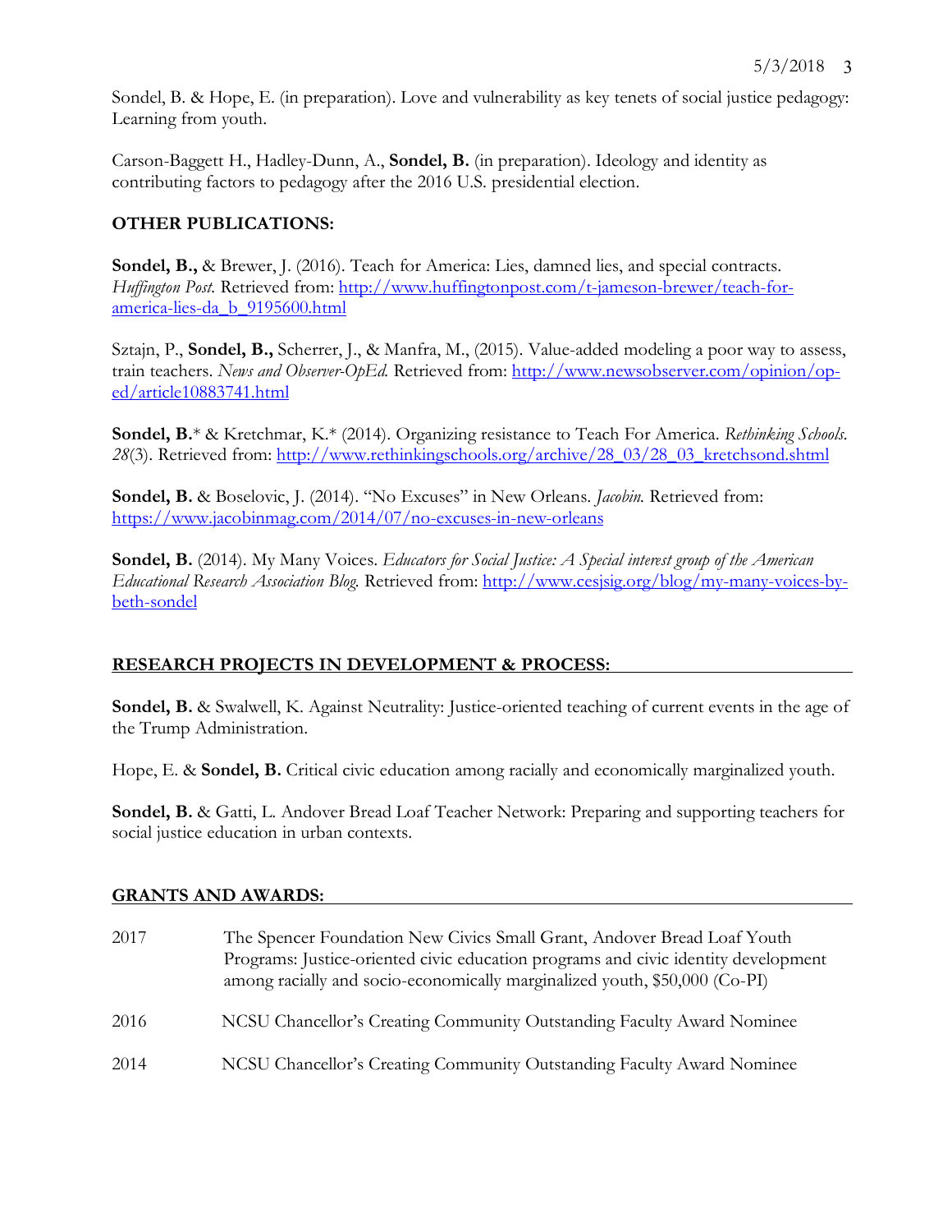Sondel, B. & Hope, E. (in preparation). Love and vulnerability as key tenets of social justice pedagogy: Learning from youth.

Carson-Baggett H., Hadley-Dunn, A., **Sondel, B.** (in preparation). Ideology and identity as contributing factors to pedagogy after the 2016 U.S. presidential election.

## OTHER PUBLICATIONS:

**Sondel, B.,** & Brewer, J. (2016). Teach for America: Lies, damned lies, and special contracts. *Huffington Post.* Retrieved from: http://www.huffingtonpost.com/t-jameson-brewer/teach-for-america-lies-da_b_9195600.html

Sztajn, P., **Sondel, B.,** Scherrer, J., & Manfra, M., (2015). Value-added modeling a poor way to assess, train teachers. *News and Observer-OpEd.* Retrieved from: http://www.newsobserver.com/opinion/op-ed/article10883741.html

**Sondel, B.*** & Kretchmar, K.* (2014). Organizing resistance to Teach For America. *Rethinking Schools. 28*(3). Retrieved from: http://www.rethinkingschools.org/archive/28_03/28_03_kretchsond.shtml

**Sondel, B.** & Boselovic, J. (2014). "No Excuses" in New Orleans. *Jacobin.* Retrieved from: https://www.jacobinmag.com/2014/07/no-excuses-in-new-orleans

**Sondel, B.** (2014). My Many Voices. *Educators for Social Justice: A Special interest group of the American Educational Research Association Blog.* Retrieved from: http://www.cesjsig.org/blog/my-many-voices-by-beth-sondel

## RESEARCH PROJECTS IN DEVELOPMENT & PROCESS:

**Sondel, B.** & Swalwell, K. Against Neutrality: Justice-oriented teaching of current events in the age of the Trump Administration.

Hope, E. & **Sondel, B.** Critical civic education among racially and economically marginalized youth.

**Sondel, B.** & Gatti, L. Andover Bread Loaf Teacher Network: Preparing and supporting teachers for social justice education in urban contexts.

## GRANTS AND AWARDS:

| | |
|---|---|
| 2017 | The Spencer Foundation New Civics Small Grant, Andover Bread Loaf Youth Programs: Justice-oriented civic education programs and civic identity development among racially and socio-economically marginalized youth, $50,000 (Co-PI) |
| 2016 | NCSU Chancellor's Creating Community Outstanding Faculty Award Nominee |
| 2014 | NCSU Chancellor's Creating Community Outstanding Faculty Award Nominee |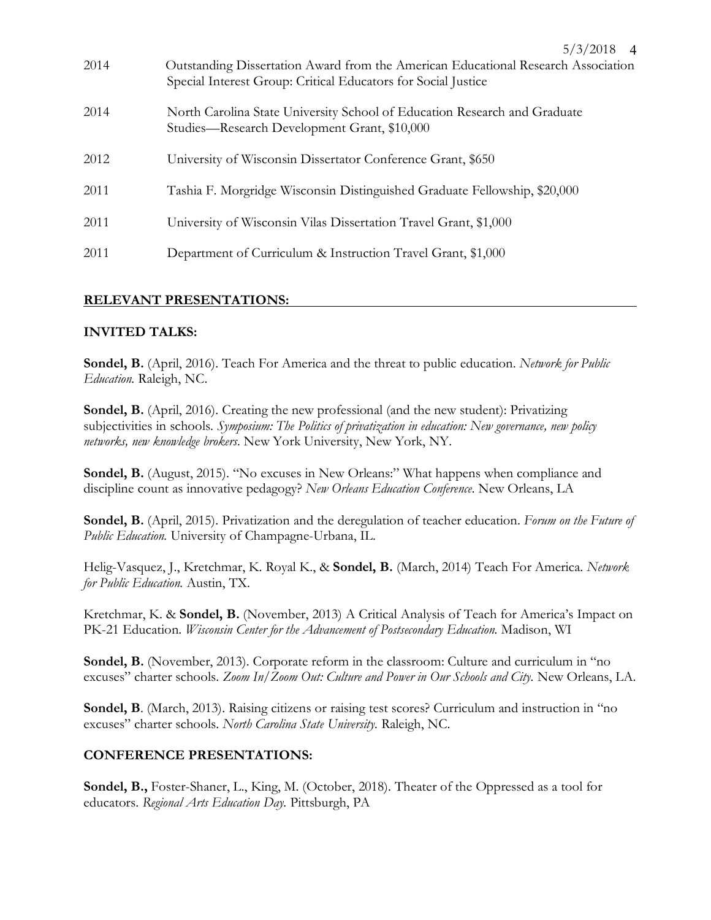2014 Outstanding Dissertation Award from the American Educational Research Association Special Interest Group: Critical Educators for Social Justice

2014 North Carolina State University School of Education Research and Graduate Studies—Research Development Grant, $10,000

2012 University of Wisconsin Dissertator Conference Grant, $650

2011 Tashia F. Morgridge Wisconsin Distinguished Graduate Fellowship, $20,000

2011 University of Wisconsin Vilas Dissertation Travel Grant, $1,000

2011 Department of Curriculum & Instruction Travel Grant, $1,000

## RELEVANT PRESENTATIONS:

### INVITED TALKS:

**Sondel, B.** (April, 2016). Teach For America and the threat to public education. *Network for Public Education.* Raleigh, NC.

**Sondel, B.** (April, 2016). Creating the new professional (and the new student): Privatizing subjectivities in schools. *Symposium: The Politics of privatization in education: New governance, new policy networks, new knowledge brokers*. New York University, New York, NY.

**Sondel, B.** (August, 2015). "No excuses in New Orleans:" What happens when compliance and discipline count as innovative pedagogy? *New Orleans Education Conference*. New Orleans, LA

**Sondel, B.** (April, 2015). Privatization and the deregulation of teacher education. *Forum on the Future of Public Education.* University of Champagne-Urbana, IL.

Helig-Vasquez, J., Kretchmar, K. Royal K., & **Sondel, B.** (March, 2014) Teach For America. *Network for Public Education.* Austin, TX.

Kretchmar, K. & **Sondel, B.** (November, 2013) A Critical Analysis of Teach for America's Impact on PK-21 Education. *Wisconsin Center for the Advancement of Postsecondary Education.* Madison, WI

**Sondel, B.** (November, 2013). Corporate reform in the classroom: Culture and curriculum in "no excuses" charter schools. *Zoom In/Zoom Out: Culture and Power in Our Schools and City.* New Orleans, LA.

**Sondel, B**. (March, 2013). Raising citizens or raising test scores? Curriculum and instruction in "no excuses" charter schools. *North Carolina State University.* Raleigh, NC.

### CONFERENCE PRESENTATIONS:

**Sondel, B.,** Foster-Shaner, L., King, M. (October, 2018). Theater of the Oppressed as a tool for educators. *Regional Arts Education Day.* Pittsburgh, PA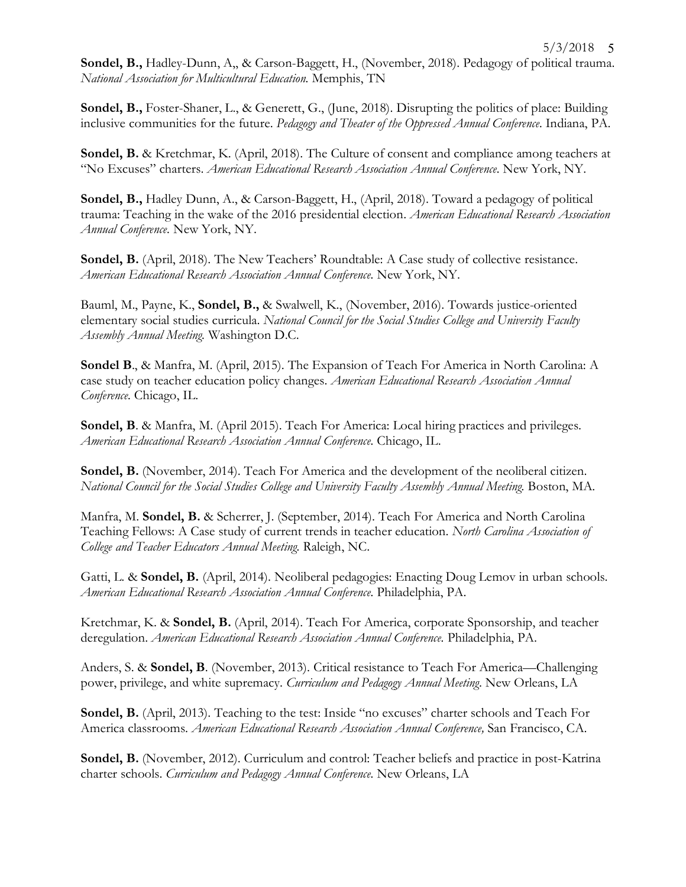**Sondel, B.,** Hadley-Dunn, A,, & Carson-Baggett, H., (November, 2018). Pedagogy of political trauma. *National Association for Multicultural Education.* Memphis, TN

**Sondel, B.,** Foster-Shaner, L., & Generett, G., (June, 2018). Disrupting the politics of place: Building inclusive communities for the future. *Pedagogy and Theater of the Oppressed Annual Conference*. Indiana, PA.

**Sondel, B.** & Kretchmar, K. (April, 2018). The Culture of consent and compliance among teachers at "No Excuses" charters. *American Educational Research Association Annual Conference.* New York, NY.

**Sondel, B.,** Hadley Dunn, A., & Carson-Baggett, H., (April, 2018). Toward a pedagogy of political trauma: Teaching in the wake of the 2016 presidential election. *American Educational Research Association Annual Conference.* New York, NY.

**Sondel, B.** (April, 2018). The New Teachers' Roundtable: A Case study of collective resistance. *American Educational Research Association Annual Conference.* New York, NY.

Bauml, M., Payne, K., **Sondel, B.,** & Swalwell, K., (November, 2016). Towards justice-oriented elementary social studies curricula. *National Council for the Social Studies College and University Faculty Assembly Annual Meeting.* Washington D.C.

**Sondel B**., & Manfra, M. (April, 2015). The Expansion of Teach For America in North Carolina: A case study on teacher education policy changes. *American Educational Research Association Annual Conference*. Chicago, IL.

**Sondel, B**. & Manfra, M. (April 2015). Teach For America: Local hiring practices and privileges. *American Educational Research Association Annual Conference.* Chicago, IL.

**Sondel, B.** (November, 2014). Teach For America and the development of the neoliberal citizen. *National Council for the Social Studies College and University Faculty Assembly Annual Meeting.* Boston, MA.

Manfra, M. **Sondel, B.** & Scherrer, J. (September, 2014). Teach For America and North Carolina Teaching Fellows: A Case study of current trends in teacher education. *North Carolina Association of College and Teacher Educators Annual Meeting.* Raleigh, NC.

Gatti, L. & **Sondel, B.** (April, 2014). Neoliberal pedagogies: Enacting Doug Lemov in urban schools. *American Educational Research Association Annual Conference.* Philadelphia, PA.

Kretchmar, K. & **Sondel, B.** (April, 2014). Teach For America, corporate Sponsorship, and teacher deregulation. *American Educational Research Association Annual Conference.* Philadelphia, PA.

Anders, S. & **Sondel, B**. (November, 2013). Critical resistance to Teach For America—Challenging power, privilege, and white supremacy. *Curriculum and Pedagogy Annual Meeting*. New Orleans, LA

**Sondel, B.** (April, 2013). Teaching to the test: Inside "no excuses" charter schools and Teach For America classrooms. *American Educational Research Association Annual Conference,* San Francisco, CA.

**Sondel, B.** (November, 2012). Curriculum and control: Teacher beliefs and practice in post-Katrina charter schools. *Curriculum and Pedagogy Annual Conference*. New Orleans, LA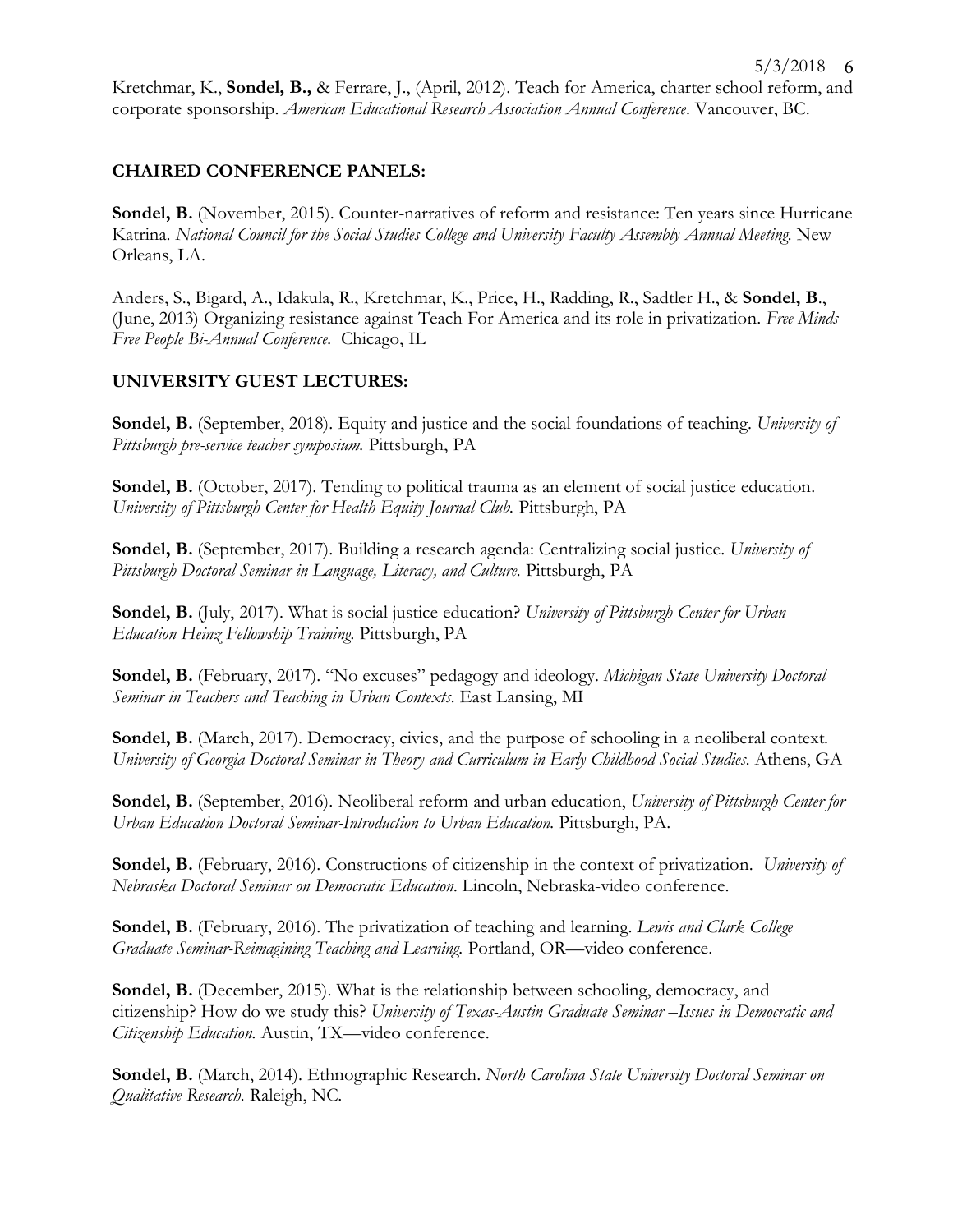Kretchmar, K., **Sondel, B.,** & Ferrare, J., (April, 2012). Teach for America, charter school reform, and corporate sponsorship. *American Educational Research Association Annual Conference*. Vancouver, BC.

## CHAIRED CONFERENCE PANELS:

**Sondel, B.** (November, 2015). Counter-narratives of reform and resistance: Ten years since Hurricane Katrina. *National Council for the Social Studies College and University Faculty Assembly Annual Meeting.* New Orleans, LA.

Anders, S., Bigard, A., Idakula, R., Kretchmar, K., Price, H., Radding, R., Sadtler H., & **Sondel, B**., (June, 2013) Organizing resistance against Teach For America and its role in privatization. *Free Minds Free People Bi-Annual Conference.* Chicago, IL

## UNIVERSITY GUEST LECTURES:

**Sondel, B.** (September, 2018). Equity and justice and the social foundations of teaching. *University of Pittsburgh pre-service teacher symposium.* Pittsburgh, PA

**Sondel, B.** (October, 2017). Tending to political trauma as an element of social justice education. *University of Pittsburgh Center for Health Equity Journal Club.* Pittsburgh, PA

**Sondel, B.** (September, 2017). Building a research agenda: Centralizing social justice. *University of Pittsburgh Doctoral Seminar in Language, Literacy, and Culture.* Pittsburgh, PA

**Sondel, B.** (July, 2017). What is social justice education? *University of Pittsburgh Center for Urban Education Heinz Fellowship Training.* Pittsburgh, PA

**Sondel, B.** (February, 2017). "No excuses" pedagogy and ideology. *Michigan State University Doctoral Seminar in Teachers and Teaching in Urban Contexts.* East Lansing, MI

**Sondel, B.** (March, 2017). Democracy, civics, and the purpose of schooling in a neoliberal context. *University of Georgia Doctoral Seminar in Theory and Curriculum in Early Childhood Social Studies.* Athens, GA

**Sondel, B.** (September, 2016). Neoliberal reform and urban education, *University of Pittsburgh Center for Urban Education Doctoral Seminar-Introduction to Urban Education.* Pittsburgh, PA.

**Sondel, B.** (February, 2016). Constructions of citizenship in the context of privatization. *University of Nebraska Doctoral Seminar on Democratic Education.* Lincoln, Nebraska-video conference.

**Sondel, B.** (February, 2016). The privatization of teaching and learning. *Lewis and Clark College Graduate Seminar-Reimagining Teaching and Learning.* Portland, OR—video conference.

**Sondel, B.** (December, 2015). What is the relationship between schooling, democracy, and citizenship? How do we study this? *University of Texas-Austin Graduate Seminar –Issues in Democratic and Citizenship Education.* Austin, TX—video conference.

**Sondel, B.** (March, 2014). Ethnographic Research. *North Carolina State University Doctoral Seminar on Qualitative Research.* Raleigh, NC.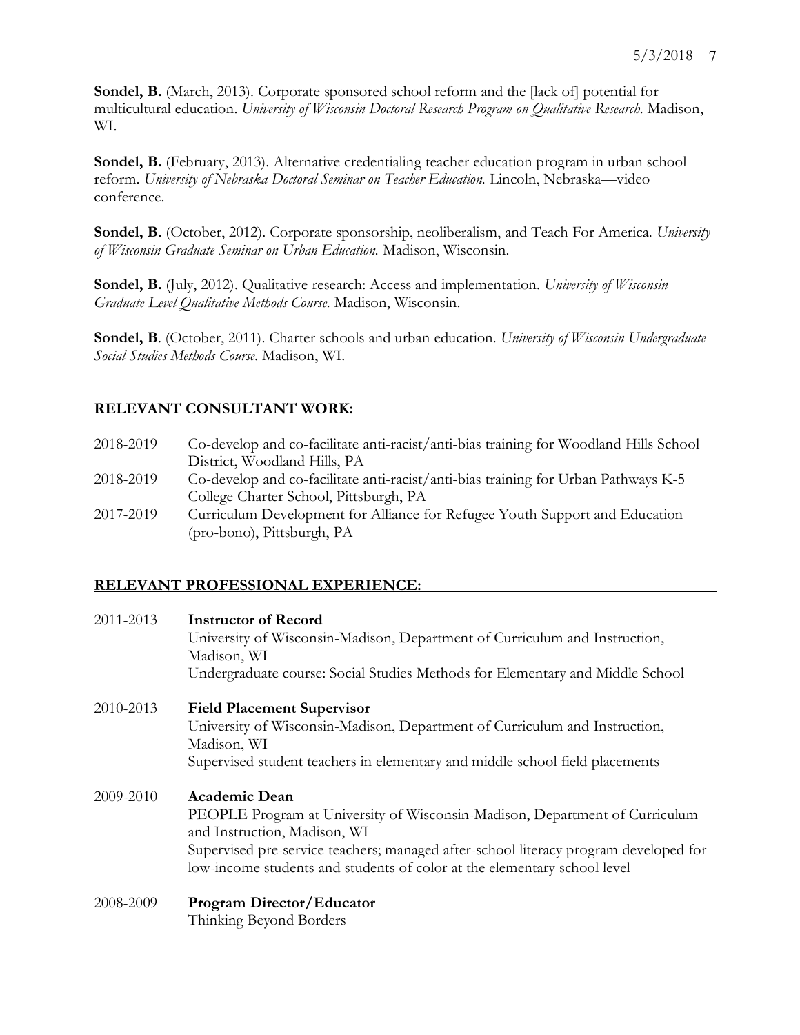**Sondel, B.** (March, 2013). Corporate sponsored school reform and the [lack of] potential for multicultural education. *University of Wisconsin Doctoral Research Program on Qualitative Research.* Madison, WI.

**Sondel, B.** (February, 2013). Alternative credentialing teacher education program in urban school reform. *University of Nebraska Doctoral Seminar on Teacher Education.* Lincoln, Nebraska—video conference.

**Sondel, B.** (October, 2012). Corporate sponsorship, neoliberalism, and Teach For America. *University of Wisconsin Graduate Seminar on Urban Education.* Madison, Wisconsin.

**Sondel, B.** (July, 2012). Qualitative research: Access and implementation. *University of Wisconsin Graduate Level Qualitative Methods Course.* Madison, Wisconsin.

**Sondel, B**. (October, 2011). Charter schools and urban education. *University of Wisconsin Undergraduate Social Studies Methods Course.* Madison, WI.

## RELEVANT CONSULTANT WORK:

2018-2019 Co-develop and co-facilitate anti-racist/anti-bias training for Woodland Hills School District, Woodland Hills, PA

2018-2019 Co-develop and co-facilitate anti-racist/anti-bias training for Urban Pathways K-5 College Charter School, Pittsburgh, PA

2017-2019 Curriculum Development for Alliance for Refugee Youth Support and Education (pro-bono), Pittsburgh, PA

## RELEVANT PROFESSIONAL EXPERIENCE:

2011-2013 **Instructor of Record**
University of Wisconsin-Madison, Department of Curriculum and Instruction, Madison, WI
Undergraduate course: Social Studies Methods for Elementary and Middle School

2010-2013 **Field Placement Supervisor**
University of Wisconsin-Madison, Department of Curriculum and Instruction, Madison, WI
Supervised student teachers in elementary and middle school field placements

2009-2010 **Academic Dean**
PEOPLE Program at University of Wisconsin-Madison, Department of Curriculum and Instruction, Madison, WI
Supervised pre-service teachers; managed after-school literacy program developed for low-income students and students of color at the elementary school level

2008-2009 **Program Director/Educator**
Thinking Beyond Borders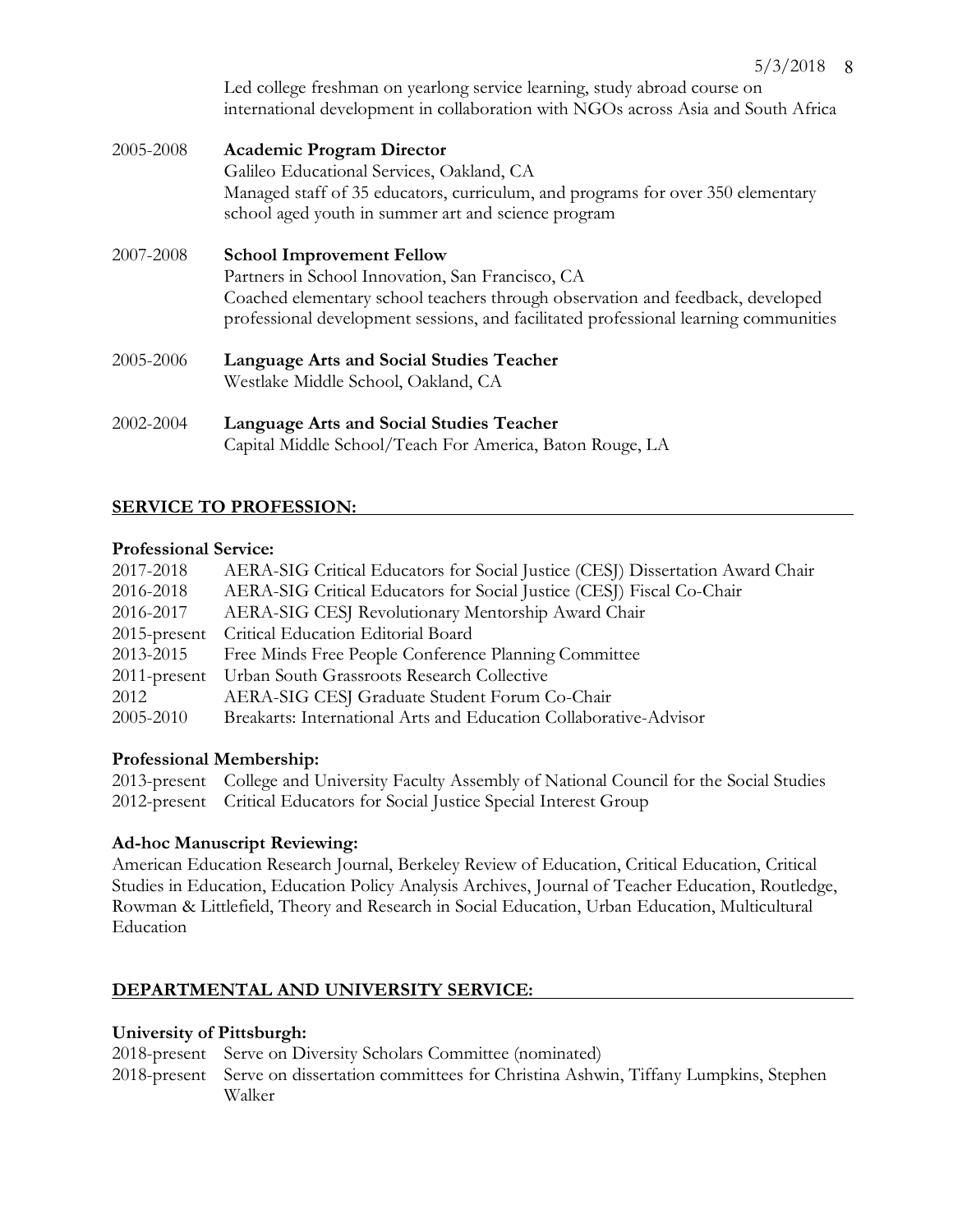Led college freshman on yearlong service learning, study abroad course on international development in collaboration with NGOs across Asia and South Africa

2005-2008 **Academic Program Director**
Galileo Educational Services, Oakland, CA
Managed staff of 35 educators, curriculum, and programs for over 350 elementary school aged youth in summer art and science program

2007-2008 **School Improvement Fellow**
Partners in School Innovation, San Francisco, CA
Coached elementary school teachers through observation and feedback, developed professional development sessions, and facilitated professional learning communities

2005-2006 **Language Arts and Social Studies Teacher**
Westlake Middle School, Oakland, CA

2002-2004 **Language Arts and Social Studies Teacher**
Capital Middle School/Teach For America, Baton Rouge, LA

## SERVICE TO PROFESSION:

**Professional Service:**

2017-2018 AERA-SIG Critical Educators for Social Justice (CESJ) Dissertation Award Chair
2016-2018 AERA-SIG Critical Educators for Social Justice (CESJ) Fiscal Co-Chair
2016-2017 AERA-SIG CESJ Revolutionary Mentorship Award Chair
2015-present Critical Education Editorial Board
2013-2015 Free Minds Free People Conference Planning Committee
2011-present Urban South Grassroots Research Collective
2012 AERA-SIG CESJ Graduate Student Forum Co-Chair
2005-2010 Breakarts: International Arts and Education Collaborative-Advisor

**Professional Membership:**

2013-present College and University Faculty Assembly of National Council for the Social Studies
2012-present Critical Educators for Social Justice Special Interest Group

**Ad-hoc Manuscript Reviewing:**

American Education Research Journal, Berkeley Review of Education, Critical Education, Critical Studies in Education, Education Policy Analysis Archives, Journal of Teacher Education, Routledge, Rowman & Littlefield, Theory and Research in Social Education, Urban Education, Multicultural Education

## DEPARTMENTAL AND UNIVERSITY SERVICE:

**University of Pittsburgh:**

2018-present Serve on Diversity Scholars Committee (nominated)
2018-present Serve on dissertation committees for Christina Ashwin, Tiffany Lumpkins, Stephen Walker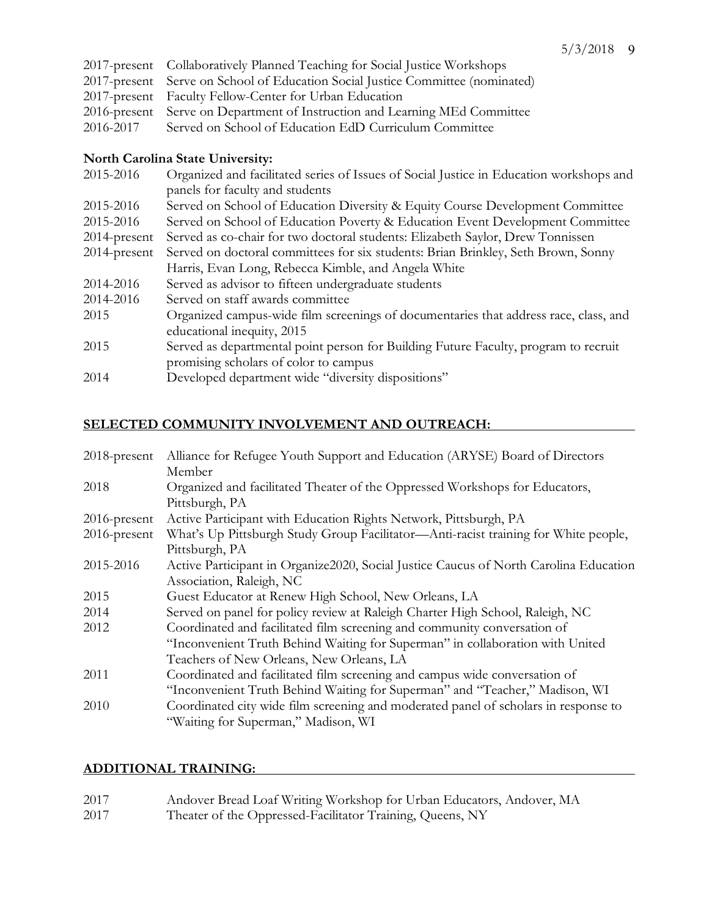2017-present Collaboratively Planned Teaching for Social Justice Workshops
2017-present Serve on School of Education Social Justice Committee (nominated)
2017-present Faculty Fellow-Center for Urban Education
2016-present Serve on Department of Instruction and Learning MEd Committee
2016-2017 Served on School of Education EdD Curriculum Committee

**North Carolina State University:**

2015-2016 Organized and facilitated series of Issues of Social Justice in Education workshops and panels for faculty and students
2015-2016 Served on School of Education Diversity & Equity Course Development Committee
2015-2016 Served on School of Education Poverty & Education Event Development Committee
2014-present Served as co-chair for two doctoral students: Elizabeth Saylor, Drew Tonnissen
2014-present Served on doctoral committees for six students: Brian Brinkley, Seth Brown, Sonny Harris, Evan Long, Rebecca Kimble, and Angela White
2014-2016 Served as advisor to fifteen undergraduate students
2014-2016 Served on staff awards committee
2015 Organized campus-wide film screenings of documentaries that address race, class, and educational inequity, 2015
2015 Served as departmental point person for Building Future Faculty, program to recruit promising scholars of color to campus
2014 Developed department wide "diversity dispositions"

## SELECTED COMMUNITY INVOLVEMENT AND OUTREACH:

2018-present Alliance for Refugee Youth Support and Education (ARYSE) Board of Directors Member
2018 Organized and facilitated Theater of the Oppressed Workshops for Educators, Pittsburgh, PA
2016-present Active Participant with Education Rights Network, Pittsburgh, PA
2016-present What's Up Pittsburgh Study Group Facilitator—Anti-racist training for White people, Pittsburgh, PA
2015-2016 Active Participant in Organize2020, Social Justice Caucus of North Carolina Education Association, Raleigh, NC
2015 Guest Educator at Renew High School, New Orleans, LA
2014 Served on panel for policy review at Raleigh Charter High School, Raleigh, NC
2012 Coordinated and facilitated film screening and community conversation of "Inconvenient Truth Behind Waiting for Superman" in collaboration with United Teachers of New Orleans, New Orleans, LA
2011 Coordinated and facilitated film screening and campus wide conversation of "Inconvenient Truth Behind Waiting for Superman" and "Teacher," Madison, WI
2010 Coordinated city wide film screening and moderated panel of scholars in response to "Waiting for Superman," Madison, WI

## ADDITIONAL TRAINING:

2017 Andover Bread Loaf Writing Workshop for Urban Educators, Andover, MA
2017 Theater of the Oppressed-Facilitator Training, Queens, NY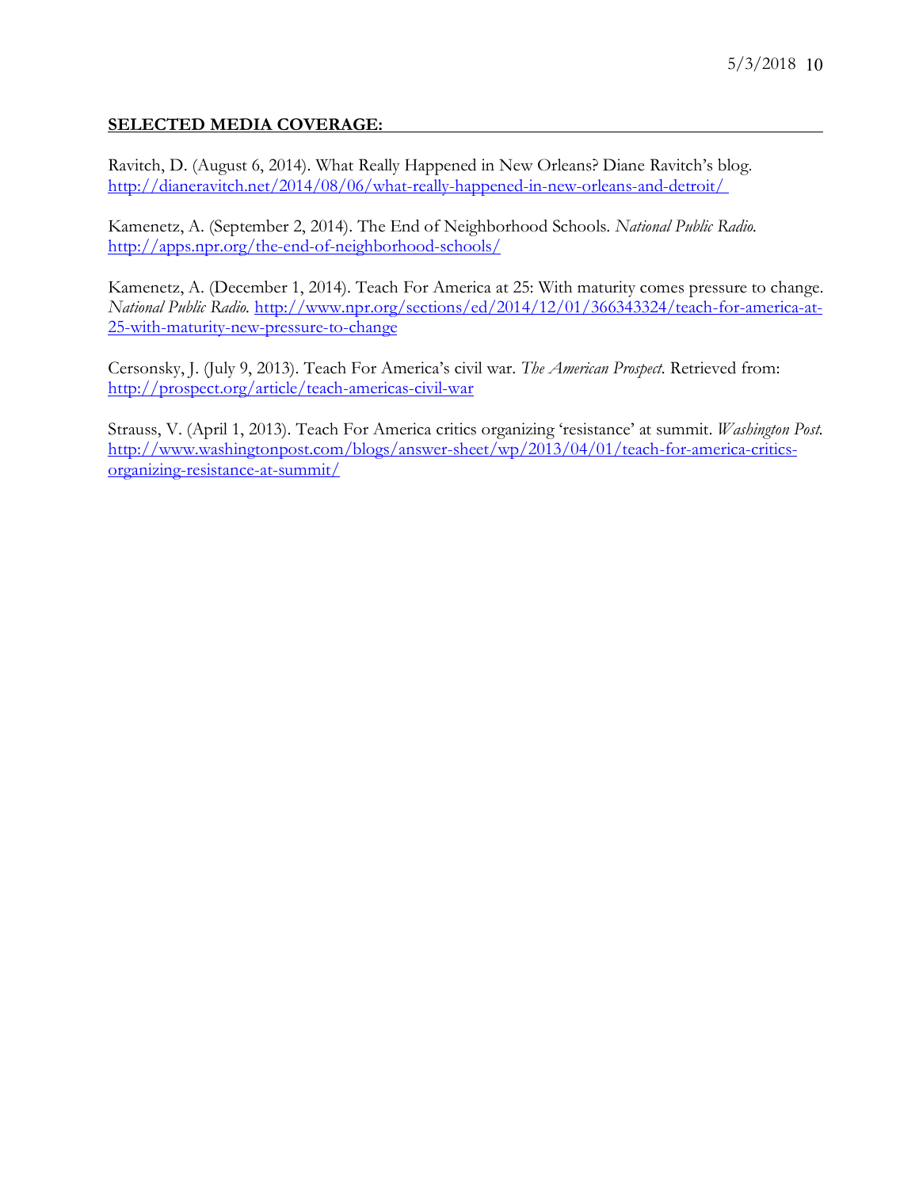## SELECTED MEDIA COVERAGE:

Ravitch, D. (August 6, 2014). What Really Happened in New Orleans? Diane Ravitch's blog. http://dianeravitch.net/2014/08/06/what-really-happened-in-new-orleans-and-detroit/

Kamenetz, A. (September 2, 2014). The End of Neighborhood Schools. *National Public Radio.* http://apps.npr.org/the-end-of-neighborhood-schools/

Kamenetz, A. (December 1, 2014). Teach For America at 25: With maturity comes pressure to change. *National Public Radio.* http://www.npr.org/sections/ed/2014/12/01/366343324/teach-for-america-at-25-with-maturity-new-pressure-to-change

Cersonsky, J. (July 9, 2013). Teach For America's civil war. *The American Prospect*. Retrieved from: http://prospect.org/article/teach-americas-civil-war

Strauss, V. (April 1, 2013). Teach For America critics organizing 'resistance' at summit. *Washington Post.* http://www.washingtonpost.com/blogs/answer-sheet/wp/2013/04/01/teach-for-america-critics-organizing-resistance-at-summit/